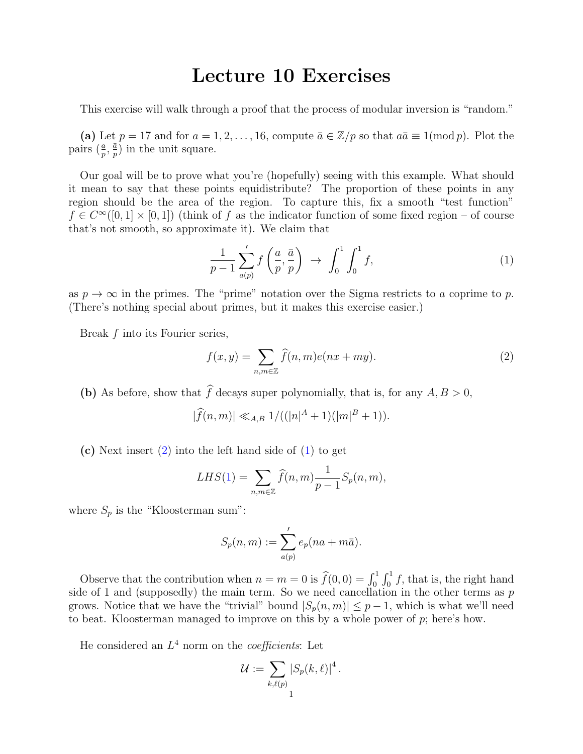# Lecture 10 Exercises

This exercise will walk through a proof that the process of modular inversion is "random."

**(a)** Let $p = 17$ and for $a = 1, 2, \ldots, 16$, compute $\bar{a} \in \mathbb{Z}/p$ so that $a\bar{a} \equiv 1 (\bmod\, p)$. Plot the pairs $(\frac{a}{p}, \frac{\bar{a}}{p})$ in the unit square.

Our goal will be to prove what you're (hopefully) seeing with this example. What should it mean to say that these points equidistribute? The proportion of these points in any region should be the area of the region. To capture this, fix a smooth "test function" $f \in C^\infty([0,1] \times [0,1])$ (think of $f$ as the indicator function of some fixed region – of course that's not smooth, so approximate it). We claim that

$$\frac{1}{p-1} \sideset{}{'}\sum_{a(p)} f\left(\frac{a}{p}, \frac{\bar{a}}{p}\right) \; \to \; \int_0^1 \int_0^1 f, \tag{1}$$

as $p \to \infty$ in the primes. The "prime" notation over the Sigma restricts to $a$ coprime to $p$. (There's nothing special about primes, but it makes this exercise easier.)

Break $f$ into its Fourier series,

$$f(x,y) = \sum_{n,m \in \mathbb{Z}} \widehat{f}(n,m) e(nx + my). \tag{2}$$

**(b)** As before, show that $\widehat{f}$ decays super polynomially, that is, for any $A, B > 0$,

$$|\widehat{f}(n,m)| \ll_{A,B} 1/((|n|^A + 1)(|m|^B + 1)).$$

**(c)** Next insert (2) into the left hand side of (1) to get

$$LHS(1) = \sum_{n,m \in \mathbb{Z}} \widehat{f}(n,m) \frac{1}{p-1} S_p(n,m),$$

where $S_p$ is the "Kloosterman sum":

$$S_p(n,m) := \sideset{}{'}\sum_{a(p)} e_p(na + m\bar{a}).$$

Observe that the contribution when $n = m = 0$ is $\widehat{f}(0,0) = \int_0^1 \int_0^1 f$, that is, the right hand side of 1 and (supposedly) the main term. So we need cancellation in the other terms as $p$ grows. Notice that we have the "trivial" bound $|S_p(n,m)| \leq p - 1$, which is what we'll need to beat. Kloosterman managed to improve on this by a whole power of $p$; here's how.

He considered an $L^4$ norm on the *coefficients*: Let

$$\mathcal{U} := \sum_{k,\ell(p)} |S_p(k,\ell)|^4 .$$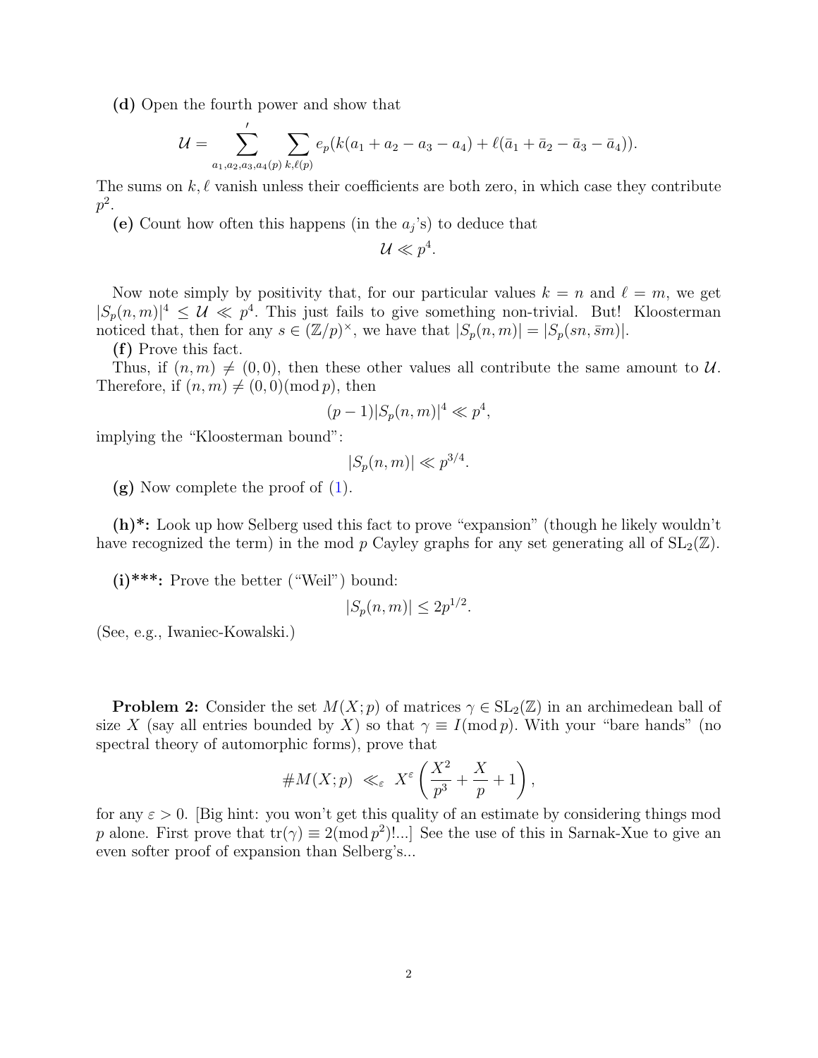**(d)** Open the fourth power and show that

$$\mathcal{U} = \sideset{}{'}\sum_{a_1,a_2,a_3,a_4(p)} \sum_{k,\ell(p)} e_p(k(a_1 + a_2 - a_3 - a_4) + \ell(\bar{a}_1 + \bar{a}_2 - \bar{a}_3 - \bar{a}_4)).$$

The sums on $k, \ell$ vanish unless their coefficients are both zero, in which case they contribute $p^2$.

**(e)** Count how often this happens (in the $a_j$'s) to deduce that

$$\mathcal{U} \ll p^4.$$

Now note simply by positivity that, for our particular values $k = n$ and $\ell = m$, we get $|S_p(n,m)|^4 \leq \mathcal{U} \ll p^4$. This just fails to give something non-trivial. But! Kloosterman noticed that, then for any $s \in (\mathbb{Z}/p)^\times$, we have that $|S_p(n,m)| = |S_p(sn, \bar{s}m)|$.

**(f)** Prove this fact.

Thus, if $(n,m) \neq (0,0)$, then these other values all contribute the same amount to $\mathcal{U}$. Therefore, if $(n,m) \neq (0,0) (\bmod\, p)$, then

$$(p-1)|S_p(n,m)|^4 \ll p^4,$$

implying the "Kloosterman bound":

$$|S_p(n,m)| \ll p^{3/4}.$$

**(g)** Now complete the proof of (1).

**(h)\*:** Look up how Selberg used this fact to prove "expansion" (though he likely wouldn't have recognized the term) in the mod $p$ Cayley graphs for any set generating all of $\mathrm{SL}_2(\mathbb{Z})$.

**(i)\*\*\*:** Prove the better ("Weil") bound:

$$|S_p(n,m)| \leq 2p^{1/2}.$$

(See, e.g., Iwaniec-Kowalski.)

**Problem 2:** Consider the set $M(X;p)$ of matrices $\gamma \in \mathrm{SL}_2(\mathbb{Z})$ in an archimedean ball of size $X$ (say all entries bounded by $X$) so that $\gamma \equiv I (\bmod\, p)$. With your "bare hands" (no spectral theory of automorphic forms), prove that

$$\#M(X;p) \ll_\varepsilon X^\varepsilon \left( \frac{X^2}{p^3} + \frac{X}{p} + 1 \right),$$

for any $\varepsilon > 0$. [Big hint: you won't get this quality of an estimate by considering things mod $p$ alone. First prove that $\mathrm{tr}(\gamma) \equiv 2 (\bmod\, p^2)$!...] See the use of this in Sarnak-Xue to give an even softer proof of expansion than Selberg's...